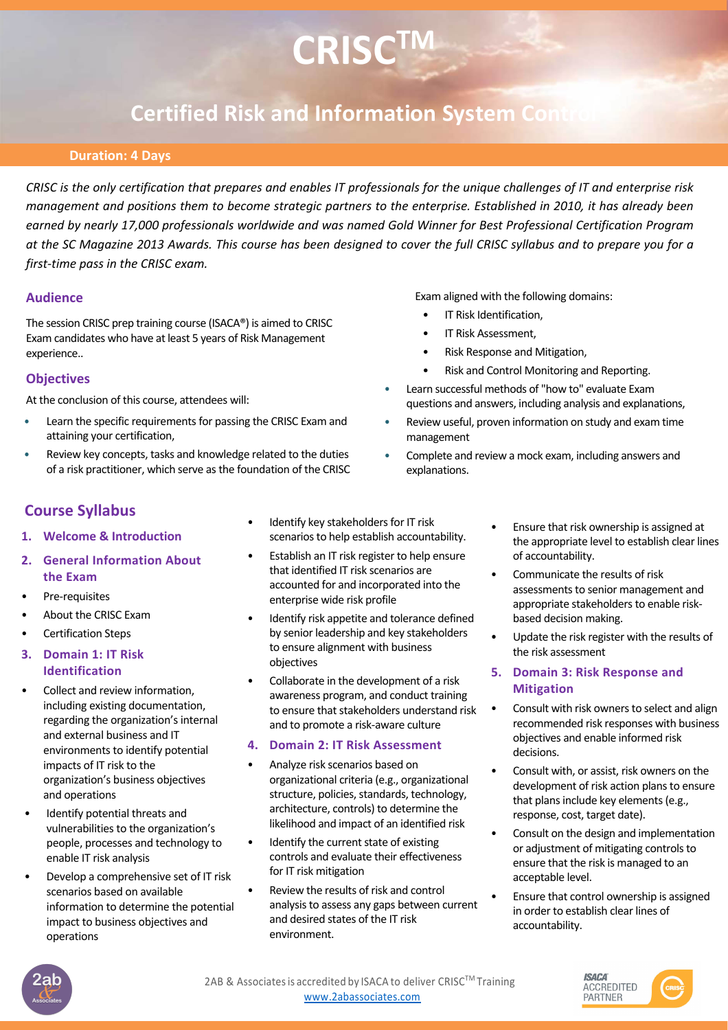# CRISC$^{TM}$

## Certified Risk and Information System Control

**Duration: 4 Days**

*CRISC is the only certification that prepares and enables IT professionals for the unique challenges of IT and enterprise risk management and positions them to become strategic partners to the enterprise. Established in 2010, it has already been earned by nearly 17,000 professionals worldwide and was named Gold Winner for Best Professional Certification Program at the SC Magazine 2013 Awards. This course has been designed to cover the full CRISC syllabus and to prepare you for a first-time pass in the CRISC exam.*

### Audience

The session CRISC prep training course (ISACA®) is aimed to CRISC Exam candidates who have at least 5 years of Risk Management experience..

### Objectives

At the conclusion of this course, attendees will:

- Learn the specific requirements for passing the CRISC Exam and attaining your certification,
- Review key concepts, tasks and knowledge related to the duties of a risk practitioner, which serve as the foundation of the CRISC Exam aligned with the following domains:
  - IT Risk Identification,
  - IT Risk Assessment,
  - Risk Response and Mitigation,
  - Risk and Control Monitoring and Reporting.
- Learn successful methods of "how to" evaluate Exam questions and answers, including analysis and explanations,
- Review useful, proven information on study and exam time management
- Complete and review a mock exam, including answers and explanations.

## Course Syllabus

1. **Welcome & Introduction**
2. **General Information About the Exam**

- Pre-requisites
- About the CRISC Exam
- Certification Steps

3. **Domain 1: IT Risk Identification**

- Collect and review information, including existing documentation, regarding the organization's internal and external business and IT environments to identify potential impacts of IT risk to the organization's business objectives and operations
- Identify potential threats and vulnerabilities to the organization's people, processes and technology to enable IT risk analysis
- Develop a comprehensive set of IT risk scenarios based on available information to determine the potential impact to business objectives and operations
- Identify key stakeholders for IT risk scenarios to help establish accountability.
- Establish an IT risk register to help ensure that identified IT risk scenarios are accounted for and incorporated into the enterprise wide risk profile
- Identify risk appetite and tolerance defined by senior leadership and key stakeholders to ensure alignment with business objectives
- Collaborate in the development of a risk awareness program, and conduct training to ensure that stakeholders understand risk and to promote a risk-aware culture

4. **Domain 2: IT Risk Assessment**

- Analyze risk scenarios based on organizational criteria (e.g., organizational structure, policies, standards, technology, architecture, controls) to determine the likelihood and impact of an identified risk
- Identify the current state of existing controls and evaluate their effectiveness for IT risk mitigation
- Review the results of risk and control analysis to assess any gaps between current and desired states of the IT risk environment.
- Ensure that risk ownership is assigned at the appropriate level to establish clear lines of accountability.
- Communicate the results of risk assessments to senior management and appropriate stakeholders to enable risk-based decision making.
- Update the risk register with the results of the risk assessment

5. **Domain 3: Risk Response and Mitigation**

- Consult with risk owners to select and align recommended risk responses with business objectives and enable informed risk decisions.
- Consult with, or assist, risk owners on the development of risk action plans to ensure that plans include key elements (e.g., response, cost, target date).
- Consult on the design and implementation or adjustment of mitigating controls to ensure that the risk is managed to an acceptable level.
- Ensure that control ownership is assigned in order to establish clear lines of accountability.

2AB & Associates is accredited by ISACA to deliver CRISC$^{TM}$ Training
www.2abassociates.com

ISACA ACCREDITED PARTNER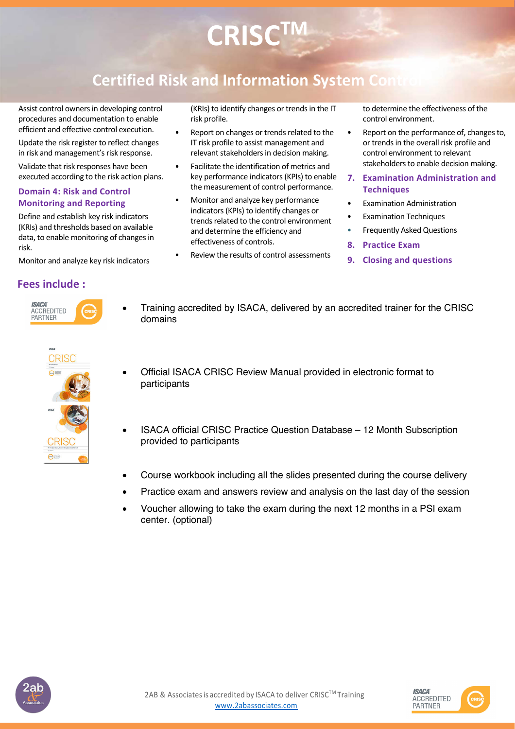# CRISC™

## Certified Risk and Information System Control

Assist control owners in developing control procedures and documentation to enable efficient and effective control execution.

Update the risk register to reflect changes in risk and management's risk response.

Validate that risk responses have been executed according to the risk action plans.

### Domain 4: Risk and Control Monitoring and Reporting

Define and establish key risk indicators (KRIs) and thresholds based on available data, to enable monitoring of changes in risk.

Monitor and analyze key risk indicators (KRIs) to identify changes or trends in the IT risk profile.

- Report on changes or trends related to the IT risk profile to assist management and relevant stakeholders in decision making.
- Facilitate the identification of metrics and key performance indicators (KPIs) to enable the measurement of control performance.
- Monitor and analyze key performance indicators (KPIs) to identify changes or trends related to the control environment and determine the efficiency and effectiveness of controls.
- Review the results of control assessments to determine the effectiveness of the control environment.
- Report on the performance of, changes to, or trends in the overall risk profile and control environment to relevant stakeholders to enable decision making.

### 7. Examination Administration and Techniques

- Examination Administration
- Examination Techniques
- Frequently Asked Questions

### 8. Practice Exam

### 9. Closing and questions

## Fees include :

- Training accredited by ISACA, delivered by an accredited trainer for the CRISC domains
- Official ISACA CRISC Review Manual provided in electronic format to participants
- ISACA official CRISC Practice Question Database – 12 Month Subscription provided to participants
- Course workbook including all the slides presented during the course delivery
- Practice exam and answers review and analysis on the last day of the session
- Voucher allowing to take the exam during the next 12 months in a PSI exam center. (optional)

2AB & Associates is accredited by ISACA to deliver CRISC™ Training
www.2abassociates.com